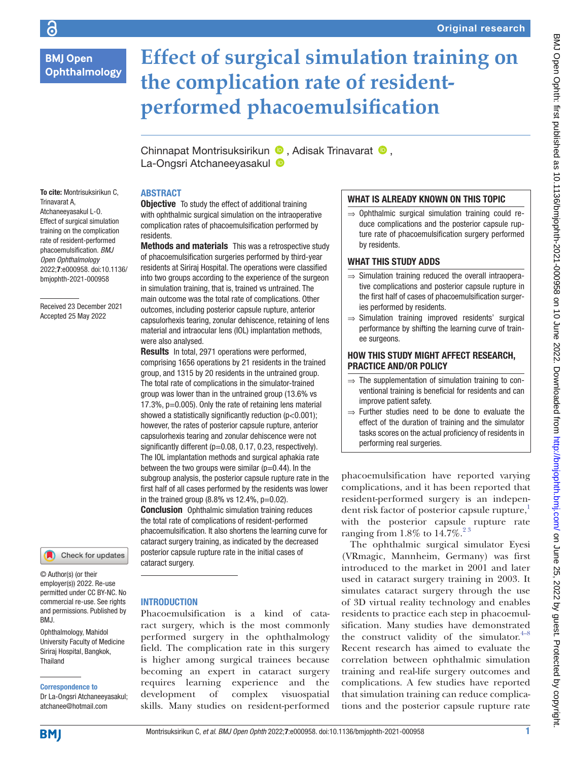# Effect of surgical simulation training on the complication rate of resident-performed phacoemulsification

Chinnapat Montrisuksirikun, Adisak Trinavarat, La-Ongsri Atchaneeyasakul

**To cite:** Montrisuksirikun C, Trinavarat A, Atchaneeyasakul L-O. Effect of surgical simulation training on the complication rate of resident-performed phacoemulsification. *BMJ Open Ophthalmology* 2022;**7**:e000958. doi:10.1136/bmjophth-2021-000958

Received 23 December 2021
Accepted 25 May 2022

© Author(s) (or their employer(s)) 2022. Re-use permitted under CC BY-NC. No commercial re-use. See rights and permissions. Published by BMJ.

Ophthalmology, Mahidol University Faculty of Medicine Siriraj Hospital, Bangkok, Thailand

**Correspondence to**
Dr La-Ongsri Atchaneeyasakul; atchanee@hotmail.com

## ABSTRACT

**Objective** To study the effect of additional training with ophthalmic surgical simulation on the intraoperative complication rates of phacoemulsification performed by residents.

**Methods and materials** This was a retrospective study of phacoemulsification surgeries performed by third-year residents at Siriraj Hospital. The operations were classified into two groups according to the experience of the surgeon in simulation training, that is, trained vs untrained. The main outcome was the total rate of complications. Other outcomes, including posterior capsule rupture, anterior capsulorhexis tearing, zonular dehiscence, retaining of lens material and intraocular lens (IOL) implantation methods, were also analysed.

**Results** In total, 2971 operations were performed, comprising 1656 operations by 21 residents in the trained group, and 1315 by 20 residents in the untrained group. The total rate of complications in the simulator-trained group was lower than in the untrained group (13.6% vs 17.3%, p=0.005). Only the rate of retaining lens material showed a statistically significantly reduction (p<0.001); however, the rates of posterior capsule rupture, anterior capsulorhexis tearing and zonular dehiscence were not significantly different (p=0.08, 0.17, 0.23, respectively). The IOL implantation methods and surgical aphakia rate between the two groups were similar (p=0.44). In the subgroup analysis, the posterior capsule rupture rate in the first half of all cases performed by the residents was lower in the trained group (8.8% vs 12.4%, p=0.02).

**Conclusion** Ophthalmic simulation training reduces the total rate of complications of resident-performed phacoemulsification. It also shortens the learning curve for cataract surgery training, as indicated by the decreased posterior capsule rupture rate in the initial cases of cataract surgery.

### WHAT IS ALREADY KNOWN ON THIS TOPIC

⇒ Ophthalmic surgical simulation training could reduce complications and the posterior capsule rupture rate of phacoemulsification surgery performed by residents.

### WHAT THIS STUDY ADDS

⇒ Simulation training reduced the overall intraoperative complications and posterior capsule rupture in the first half of cases of phacoemulsification surgeries performed by residents.

⇒ Simulation training improved residents' surgical performance by shifting the learning curve of trainee surgeons.

### HOW THIS STUDY MIGHT AFFECT RESEARCH, PRACTICE AND/OR POLICY

⇒ The supplementation of simulation training to conventional training is beneficial for residents and can improve patient safety.

⇒ Further studies need to be done to evaluate the effect of the duration of training and the simulator tasks scores on the actual proficiency of residents in performing real surgeries.

## INTRODUCTION

Phacoemulsification is a kind of cataract surgery, which is the most commonly performed surgery in the ophthalmology field. The complication rate in this surgery is higher among surgical trainees because becoming an expert in cataract surgery requires learning experience and the development of complex visuospatial skills. Many studies on resident-performed phacoemulsification have reported varying complications, and it has been reported that resident-performed surgery is an independent risk factor of posterior capsule rupture,[1] with the posterior capsule rupture rate ranging from 1.8% to 14.7%.[2,3]

The ophthalmic surgical simulator Eyesi (VRmagic, Mannheim, Germany) was first introduced to the market in 2001 and later used in cataract surgery training in 2003. It simulates cataract surgery through the use of 3D virtual reality technology and enables residents to practice each step in phacoemulsification. Many studies have demonstrated the construct validity of the simulator.[4–8] Recent research has aimed to evaluate the correlation between ophthalmic simulation training and real-life surgery outcomes and complications. A few studies have reported that simulation training can reduce complications and the posterior capsule rupture rate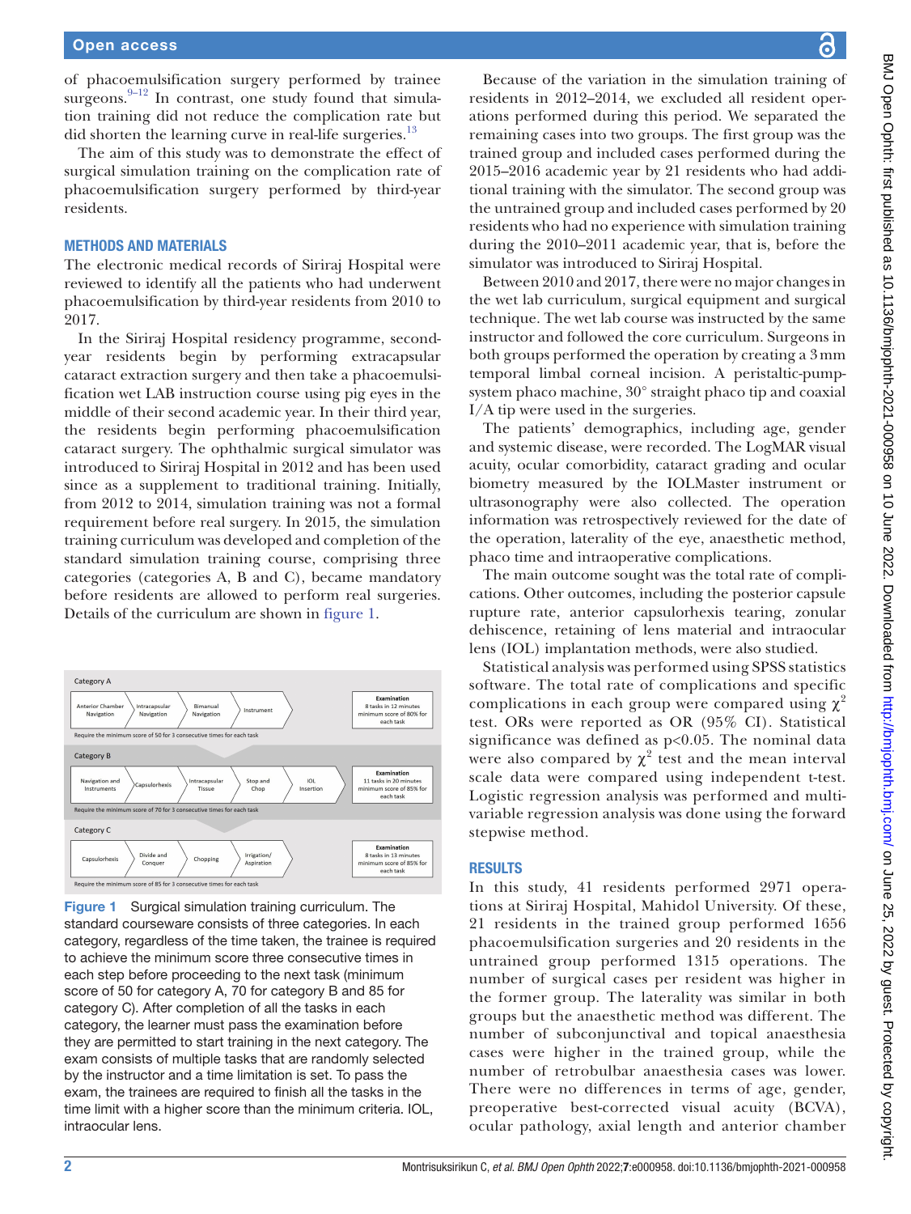of phacoemulsification surgery performed by trainee surgeons.[9–12] In contrast, one study found that simulation training did not reduce the complication rate but did shorten the learning curve in real-life surgeries.[13]

The aim of this study was to demonstrate the effect of surgical simulation training on the complication rate of phacoemulsification surgery performed by third-year residents.

## METHODS AND MATERIALS

The electronic medical records of Siriraj Hospital were reviewed to identify all the patients who had underwent phacoemulsification by third-year residents from 2010 to 2017.

In the Siriraj Hospital residency programme, second-year residents begin by performing extracapsular cataract extraction surgery and then take a phacoemulsification wet LAB instruction course using pig eyes in the middle of their second academic year. In their third year, the residents begin performing phacoemulsification cataract surgery. The ophthalmic surgical simulator was introduced to Siriraj Hospital in 2012 and has been used since as a supplement to traditional training. Initially, from 2012 to 2014, simulation training was not a formal requirement before real surgery. In 2015, the simulation training curriculum was developed and completion of the standard simulation training course, comprising three categories (categories A, B and C), became mandatory before residents are allowed to perform real surgeries. Details of the curriculum are shown in figure 1.

Category A

Anterior Chamber Navigation → Intracapsular Navigation → Bimanual Navigation → Instrument → Examination: 8 tasks in 12 minutes, minimum score of 80% for each task

Require the minimum score of 50 for 3 consecutive times for each task

Category B

Navigation and Instruments → Capsulorhexis → Intracapsular Tissue → Stop and Chop → IOL Insertion → Examination: 11 tasks in 20 minutes, minimum score of 85% for each task

Require the minimum score of 70 for 3 consecutive times for each task

Category C

Capsulorhexis → Divide and Conquer → Chopping → Irrigation/Aspiration → Examination: 8 tasks in 13 minutes, minimum score of 85% for each task

Require the minimum score of 85 for 3 consecutive times for each task

**Figure 1** Surgical simulation training curriculum. The standard courseware consists of three categories. In each category, regardless of the time taken, the trainee is required to achieve the minimum score three consecutive times in each step before proceeding to the next task (minimum score of 50 for category A, 70 for category B and 85 for category C). After completion of all the tasks in each category, the learner must pass the examination before they are permitted to start training in the next category. The exam consists of multiple tasks that are randomly selected by the instructor and a time limitation is set. To pass the exam, the trainees are required to finish all the tasks in the time limit with a higher score than the minimum criteria. IOL, intraocular lens.

Because of the variation in the simulation training of residents in 2012–2014, we excluded all resident operations performed during this period. We separated the remaining cases into two groups. The first group was the trained group and included cases performed during the 2015–2016 academic year by 21 residents who had additional training with the simulator. The second group was the untrained group and included cases performed by 20 residents who had no experience with simulation training during the 2010–2011 academic year, that is, before the simulator was introduced to Siriraj Hospital.

Between 2010 and 2017, there were no major changes in the wet lab curriculum, surgical equipment and surgical technique. The wet lab course was instructed by the same instructor and followed the core curriculum. Surgeons in both groups performed the operation by creating a 3 mm temporal limbal corneal incision. A peristaltic-pump-system phaco machine, 30° straight phaco tip and coaxial I/A tip were used in the surgeries.

The patients' demographics, including age, gender and systemic disease, were recorded. The LogMAR visual acuity, ocular comorbidity, cataract grading and ocular biometry measured by the IOLMaster instrument or ultrasonography were also collected. The operation information was retrospectively reviewed for the date of the operation, laterality of the eye, anaesthetic method, phaco time and intraoperative complications.

The main outcome sought was the total rate of complications. Other outcomes, including the posterior capsule rupture rate, anterior capsulorhexis tearing, zonular dehiscence, retaining of lens material and intraocular lens (IOL) implantation methods, were also studied.

Statistical analysis was performed using SPSS statistics software. The total rate of complications and specific complications in each group were compared using $\chi^2$ test. ORs were reported as OR (95% CI). Statistical significance was defined as $p<0.05$. The nominal data were also compared by $\chi^2$ test and the mean interval scale data were compared using independent t-test. Logistic regression analysis was performed and multivariable regression analysis was done using the forward stepwise method.

## RESULTS

In this study, 41 residents performed 2971 operations at Siriraj Hospital, Mahidol University. Of these, 21 residents in the trained group performed 1656 phacoemulsification surgeries and 20 residents in the untrained group performed 1315 operations. The number of surgical cases per resident was higher in the former group. The laterality was similar in both groups but the anaesthetic method was different. The number of subconjunctival and topical anaesthesia cases were higher in the trained group, while the number of retrobulbar anaesthesia cases was lower. There were no differences in terms of age, gender, preoperative best-corrected visual acuity (BCVA), ocular pathology, axial length and anterior chamber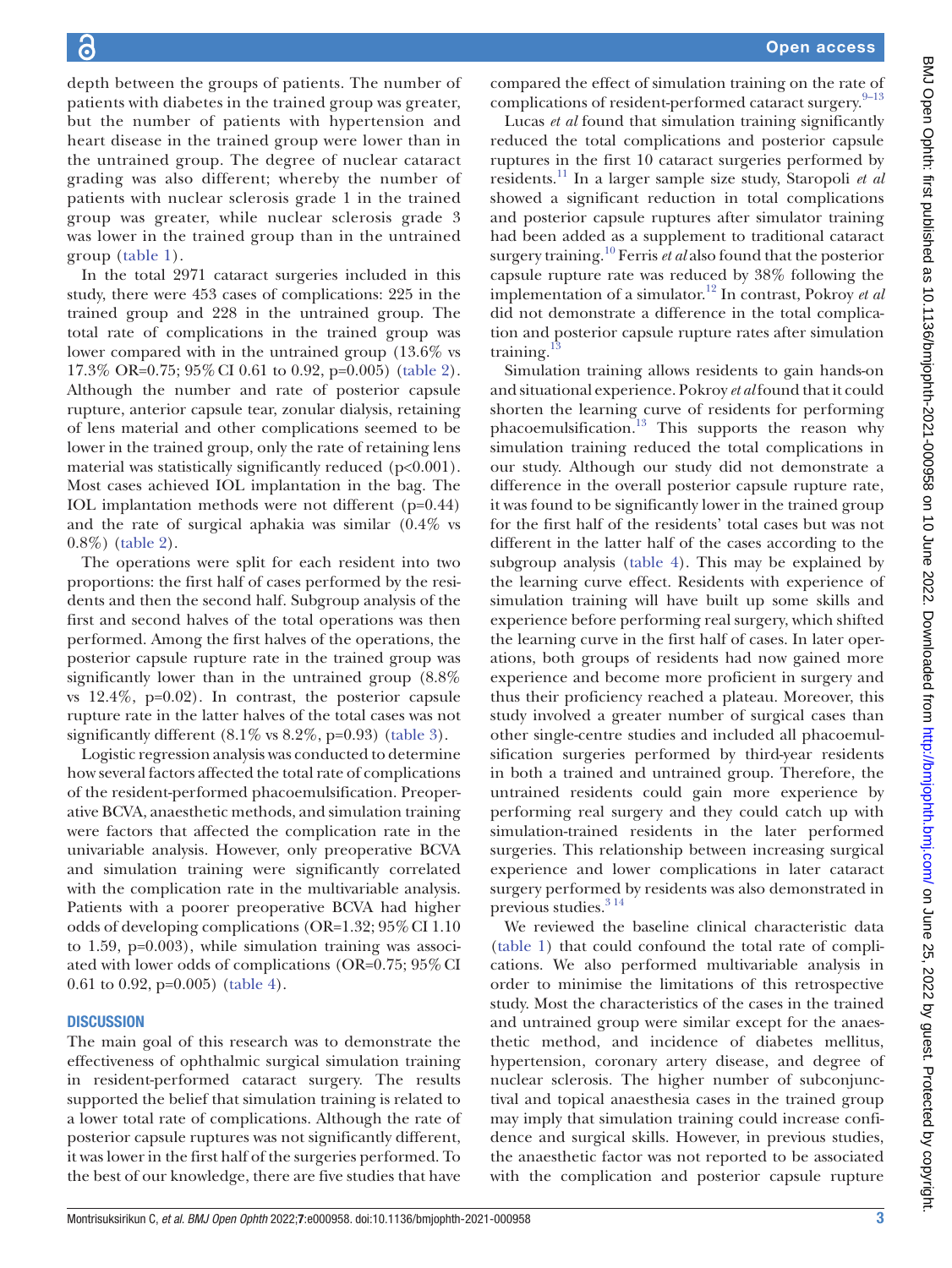depth between the groups of patients. The number of patients with diabetes in the trained group was greater, but the number of patients with hypertension and heart disease in the trained group were lower than in the untrained group. The degree of nuclear cataract grading was also different; whereby the number of patients with nuclear sclerosis grade 1 in the trained group was greater, while nuclear sclerosis grade 3 was lower in the trained group than in the untrained group (table 1).

In the total 2971 cataract surgeries included in this study, there were 453 cases of complications: 225 in the trained group and 228 in the untrained group. The total rate of complications in the trained group was lower compared with in the untrained group (13.6% vs 17.3% OR=0.75; 95% CI 0.61 to 0.92, p=0.005) (table 2). Although the number and rate of posterior capsule rupture, anterior capsule tear, zonular dialysis, retaining of lens material and other complications seemed to be lower in the trained group, only the rate of retaining lens material was statistically significantly reduced (p<0.001). Most cases achieved IOL implantation in the bag. The IOL implantation methods were not different (p=0.44) and the rate of surgical aphakia was similar (0.4% vs 0.8%) (table 2).

The operations were split for each resident into two proportions: the first half of cases performed by the residents and then the second half. Subgroup analysis of the first and second halves of the total operations was then performed. Among the first halves of the operations, the posterior capsule rupture rate in the trained group was significantly lower than in the untrained group (8.8% vs 12.4%, p=0.02). In contrast, the posterior capsule rupture rate in the latter halves of the total cases was not significantly different (8.1% vs 8.2%, p=0.93) (table 3).

Logistic regression analysis was conducted to determine how several factors affected the total rate of complications of the resident-performed phacoemulsification. Preoperative BCVA, anaesthetic methods, and simulation training were factors that affected the complication rate in the univariable analysis. However, only preoperative BCVA and simulation training were significantly correlated with the complication rate in the multivariable analysis. Patients with a poorer preoperative BCVA had higher odds of developing complications (OR=1.32; 95% CI 1.10 to 1.59, p=0.003), while simulation training was associated with lower odds of complications (OR=0.75; 95% CI 0.61 to 0.92, p=0.005) (table 4).

## DISCUSSION

The main goal of this research was to demonstrate the effectiveness of ophthalmic surgical simulation training in resident-performed cataract surgery. The results supported the belief that simulation training is related to a lower total rate of complications. Although the rate of posterior capsule ruptures was not significantly different, it was lower in the first half of the surgeries performed. To the best of our knowledge, there are five studies that have compared the effect of simulation training on the rate of complications of resident-performed cataract surgery.[9–13]

Lucas *et al* found that simulation training significantly reduced the total complications and posterior capsule ruptures in the first 10 cataract surgeries performed by residents.[11] In a larger sample size study, Staropoli *et al* showed a significant reduction in total complications and posterior capsule ruptures after simulator training had been added as a supplement to traditional cataract surgery training.[10] Ferris *et al* also found that the posterior capsule rupture rate was reduced by 38% following the implementation of a simulator.[12] In contrast, Pokroy *et al* did not demonstrate a difference in the total complication and posterior capsule rupture rates after simulation training.[13]

Simulation training allows residents to gain hands-on and situational experience. Pokroy *et al* found that it could shorten the learning curve of residents for performing phacoemulsification.[13] This supports the reason why simulation training reduced the total complications in our study. Although our study did not demonstrate a difference in the overall posterior capsule rupture rate, it was found to be significantly lower in the trained group for the first half of the residents' total cases but was not different in the latter half of the cases according to the subgroup analysis (table 4). This may be explained by the learning curve effect. Residents with experience of simulation training will have built up some skills and experience before performing real surgery, which shifted the learning curve in the first half of cases. In later operations, both groups of residents had now gained more experience and become more proficient in surgery and thus their proficiency reached a plateau. Moreover, this study involved a greater number of surgical cases than other single-centre studies and included all phacoemulsification surgeries performed by third-year residents in both a trained and untrained group. Therefore, the untrained residents could gain more experience by performing real surgery and they could catch up with simulation-trained residents in the later performed surgeries. This relationship between increasing surgical experience and lower complications in later cataract surgery performed by residents was also demonstrated in previous studies.[3 14]

We reviewed the baseline clinical characteristic data (table 1) that could confound the total rate of complications. We also performed multivariable analysis in order to minimise the limitations of this retrospective study. Most the characteristics of the cases in the trained and untrained group were similar except for the anaesthetic method, and incidence of diabetes mellitus, hypertension, coronary artery disease, and degree of nuclear sclerosis. The higher number of subconjunctival and topical anaesthesia cases in the trained group may imply that simulation training could increase confidence and surgical skills. However, in previous studies, the anaesthetic factor was not reported to be associated with the complication and posterior capsule rupture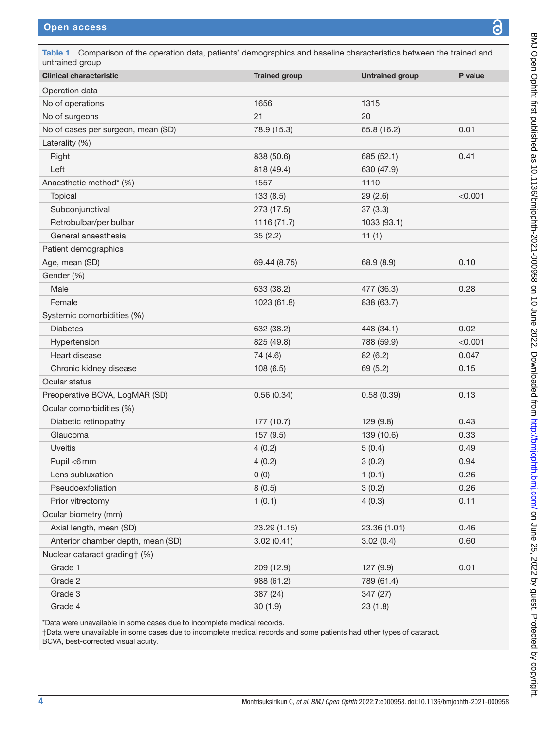**Table 1** Comparison of the operation data, patients' demographics and baseline characteristics between the trained and untrained group

| Clinical characteristic | Trained group | Untrained group | P value |
|---|---|---|---|
| Operation data | | | |
| No of operations | 1656 | 1315 | |
| No of surgeons | 21 | 20 | |
| No of cases per surgeon, mean (SD) | 78.9 (15.3) | 65.8 (16.2) | 0.01 |
| Laterality (%) | | | |
| Right | 838 (50.6) | 685 (52.1) | 0.41 |
| Left | 818 (49.4) | 630 (47.9) | |
| Anaesthetic method* (%) | 1557 | 1110 | |
| Topical | 133 (8.5) | 29 (2.6) | <0.001 |
| Subconjunctival | 273 (17.5) | 37 (3.3) | |
| Retrobulbar/peribulbar | 1116 (71.7) | 1033 (93.1) | |
| General anaesthesia | 35 (2.2) | 11 (1) | |
| Patient demographics | | | |
| Age, mean (SD) | 69.44 (8.75) | 68.9 (8.9) | 0.10 |
| Gender (%) | | | |
| Male | 633 (38.2) | 477 (36.3) | 0.28 |
| Female | 1023 (61.8) | 838 (63.7) | |
| Systemic comorbidities (%) | | | |
| Diabetes | 632 (38.2) | 448 (34.1) | 0.02 |
| Hypertension | 825 (49.8) | 788 (59.9) | <0.001 |
| Heart disease | 74 (4.6) | 82 (6.2) | 0.047 |
| Chronic kidney disease | 108 (6.5) | 69 (5.2) | 0.15 |
| Ocular status | | | |
| Preoperative BCVA, LogMAR (SD) | 0.56 (0.34) | 0.58 (0.39) | 0.13 |
| Ocular comorbidities (%) | | | |
| Diabetic retinopathy | 177 (10.7) | 129 (9.8) | 0.43 |
| Glaucoma | 157 (9.5) | 139 (10.6) | 0.33 |
| Uveitis | 4 (0.2) | 5 (0.4) | 0.49 |
| Pupil <6 mm | 4 (0.2) | 3 (0.2) | 0.94 |
| Lens subluxation | 0 (0) | 1 (0.1) | 0.26 |
| Pseudoexfoliation | 8 (0.5) | 3 (0.2) | 0.26 |
| Prior vitrectomy | 1 (0.1) | 4 (0.3) | 0.11 |
| Ocular biometry (mm) | | | |
| Axial length, mean (SD) | 23.29 (1.15) | 23.36 (1.01) | 0.46 |
| Anterior chamber depth, mean (SD) | 3.02 (0.41) | 3.02 (0.4) | 0.60 |
| Nuclear cataract grading† (%) | | | |
| Grade 1 | 209 (12.9) | 127 (9.9) | 0.01 |
| Grade 2 | 988 (61.2) | 789 (61.4) | |
| Grade 3 | 387 (24) | 347 (27) | |
| Grade 4 | 30 (1.9) | 23 (1.8) | |

*Data were unavailable in some cases due to incomplete medical records.
†Data were unavailable in some cases due to incomplete medical records and some patients had other types of cataract.
BCVA, best-corrected visual acuity.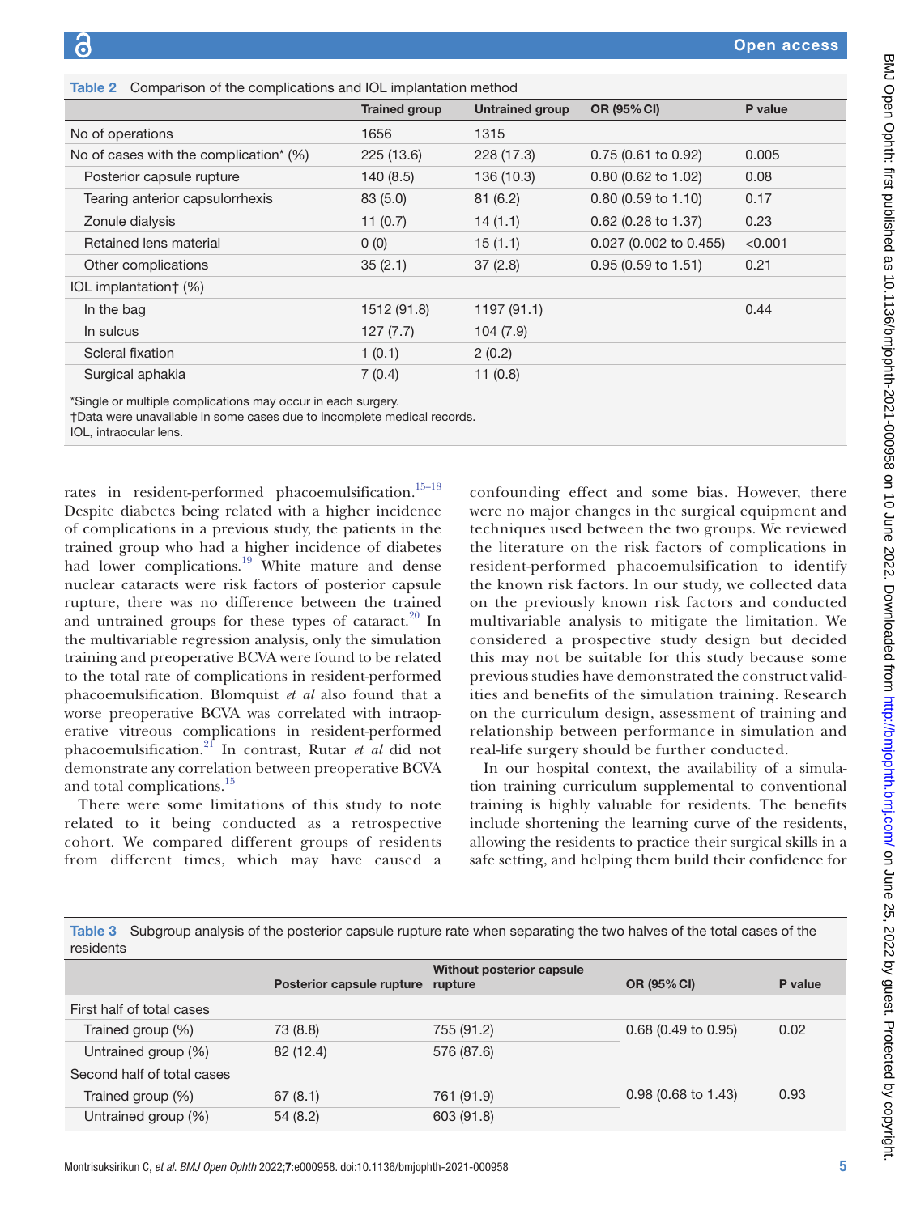Table 2 Comparison of the complications and IOL implantation method

| | Trained group | Untrained group | OR (95% CI) | P value |
|---|---|---|---|---|
| No of operations | 1656 | 1315 | | |
| No of cases with the complication* (%) | 225 (13.6) | 228 (17.3) | 0.75 (0.61 to 0.92) | 0.005 |
| Posterior capsule rupture | 140 (8.5) | 136 (10.3) | 0.80 (0.62 to 1.02) | 0.08 |
| Tearing anterior capsulorrhexis | 83 (5.0) | 81 (6.2) | 0.80 (0.59 to 1.10) | 0.17 |
| Zonule dialysis | 11 (0.7) | 14 (1.1) | 0.62 (0.28 to 1.37) | 0.23 |
| Retained lens material | 0 (0) | 15 (1.1) | 0.027 (0.002 to 0.455) | <0.001 |
| Other complications | 35 (2.1) | 37 (2.8) | 0.95 (0.59 to 1.51) | 0.21 |
| IOL implantation† (%) | | | | |
| In the bag | 1512 (91.8) | 1197 (91.1) | | 0.44 |
| In sulcus | 127 (7.7) | 104 (7.9) | | |
| Scleral fixation | 1 (0.1) | 2 (0.2) | | |
| Surgical aphakia | 7 (0.4) | 11 (0.8) | | |

*Single or multiple complications may occur in each surgery.
†Data were unavailable in some cases due to incomplete medical records.
IOL, intraocular lens.

rates in resident-performed phacoemulsification.[15–18] Despite diabetes being related with a higher incidence of complications in a previous study, the patients in the trained group who had a higher incidence of diabetes had lower complications.[19] White mature and dense nuclear cataracts were risk factors of posterior capsule rupture, there was no difference between the trained and untrained groups for these types of cataract.[20] In the multivariable regression analysis, only the simulation training and preoperative BCVA were found to be related to the total rate of complications in resident-performed phacoemulsification. Blomquist *et al* also found that a worse preoperative BCVA was correlated with intraoperative vitreous complications in resident-performed phacoemulsification.[21] In contrast, Rutar *et al* did not demonstrate any correlation between preoperative BCVA and total complications.[15]

There were some limitations of this study to note related to it being conducted as a retrospective cohort. We compared different groups of residents from different times, which may have caused a confounding effect and some bias. However, there were no major changes in the surgical equipment and techniques used between the two groups. We reviewed the literature on the risk factors of complications in resident-performed phacoemulsification to identify the known risk factors. In our study, we collected data on the previously known risk factors and conducted multivariable analysis to mitigate the limitation. We considered a prospective study design but decided this may not be suitable for this study because some previous studies have demonstrated the construct validities and benefits of the simulation training. Research on the curriculum design, assessment of training and relationship between performance in simulation and real-life surgery should be further conducted.

In our hospital context, the availability of a simulation training curriculum supplemental to conventional training is highly valuable for residents. The benefits include shortening the learning curve of the residents, allowing the residents to practice their surgical skills in a safe setting, and helping them build their confidence for

Table 3 Subgroup analysis of the posterior capsule rupture rate when separating the two halves of the total cases of the residents

| | Posterior capsule rupture | Without posterior capsule rupture | OR (95% CI) | P value |
|---|---|---|---|---|
| First half of total cases | | | | |
| Trained group (%) | 73 (8.8) | 755 (91.2) | 0.68 (0.49 to 0.95) | 0.02 |
| Untrained group (%) | 82 (12.4) | 576 (87.6) | | |
| Second half of total cases | | | | |
| Trained group (%) | 67 (8.1) | 761 (91.9) | 0.98 (0.68 to 1.43) | 0.93 |
| Untrained group (%) | 54 (8.2) | 603 (91.8) | | |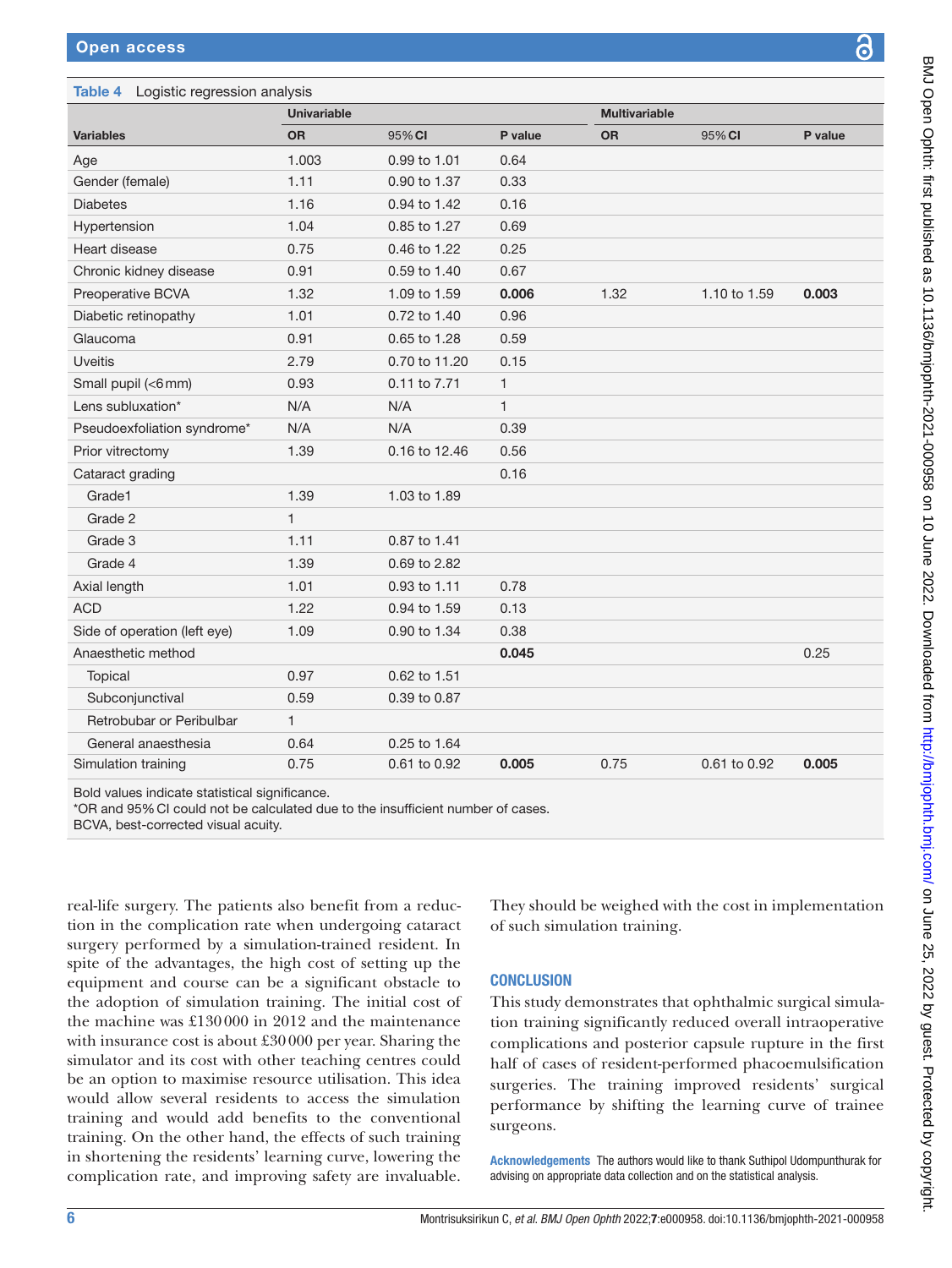**Table 4** Logistic regression analysis

| Variables | Univariable OR | 95% CI | P value | Multivariable OR | 95% CI | P value |
|---|---|---|---|---|---|---|
| Age | 1.003 | 0.99 to 1.01 | 0.64 | | | |
| Gender (female) | 1.11 | 0.90 to 1.37 | 0.33 | | | |
| Diabetes | 1.16 | 0.94 to 1.42 | 0.16 | | | |
| Hypertension | 1.04 | 0.85 to 1.27 | 0.69 | | | |
| Heart disease | 0.75 | 0.46 to 1.22 | 0.25 | | | |
| Chronic kidney disease | 0.91 | 0.59 to 1.40 | 0.67 | | | |
| Preoperative BCVA | 1.32 | 1.09 to 1.59 | **0.006** | 1.32 | 1.10 to 1.59 | **0.003** |
| Diabetic retinopathy | 1.01 | 0.72 to 1.40 | 0.96 | | | |
| Glaucoma | 0.91 | 0.65 to 1.28 | 0.59 | | | |
| Uveitis | 2.79 | 0.70 to 11.20 | 0.15 | | | |
| Small pupil (<6 mm) | 0.93 | 0.11 to 7.71 | 1 | | | |
| Lens subluxation* | N/A | N/A | 1 | | | |
| Pseudoexfoliation syndrome* | N/A | N/A | 0.39 | | | |
| Prior vitrectomy | 1.39 | 0.16 to 12.46 | 0.56 | | | |
| Cataract grading | | | 0.16 | | | |
| Grade1 | 1.39 | 1.03 to 1.89 | | | | |
| Grade 2 | 1 | | | | | |
| Grade 3 | 1.11 | 0.87 to 1.41 | | | | |
| Grade 4 | 1.39 | 0.69 to 2.82 | | | | |
| Axial length | 1.01 | 0.93 to 1.11 | 0.78 | | | |
| ACD | 1.22 | 0.94 to 1.59 | 0.13 | | | |
| Side of operation (left eye) | 1.09 | 0.90 to 1.34 | 0.38 | | | |
| Anaesthetic method | | | **0.045** | | | 0.25 |
| Topical | 0.97 | 0.62 to 1.51 | | | | |
| Subconjunctival | 0.59 | 0.39 to 0.87 | | | | |
| Retrobubar or Peribulbar | 1 | | | | | |
| General anaesthesia | 0.64 | 0.25 to 1.64 | | | | |
| Simulation training | 0.75 | 0.61 to 0.92 | **0.005** | 0.75 | 0.61 to 0.92 | **0.005** |

Bold values indicate statistical significance.
*OR and 95% CI could not be calculated due to the insufficient number of cases.
BCVA, best-corrected visual acuity.

real-life surgery. The patients also benefit from a reduction in the complication rate when undergoing cataract surgery performed by a simulation-trained resident. In spite of the advantages, the high cost of setting up the equipment and course can be a significant obstacle to the adoption of simulation training. The initial cost of the machine was £130 000 in 2012 and the maintenance with insurance cost is about £30 000 per year. Sharing the simulator and its cost with other teaching centres could be an option to maximise resource utilisation. This idea would allow several residents to access the simulation training and would add benefits to the conventional training. On the other hand, the effects of such training in shortening the residents' learning curve, lowering the complication rate, and improving safety are invaluable. They should be weighed with the cost in implementation of such simulation training.

## CONCLUSION

This study demonstrates that ophthalmic surgical simulation training significantly reduced overall intraoperative complications and posterior capsule rupture in the first half of cases of resident-performed phacoemulsification surgeries. The training improved residents' surgical performance by shifting the learning curve of trainee surgeons.

**Acknowledgements** The authors would like to thank Suthipol Udompunthurak for advising on appropriate data collection and on the statistical analysis.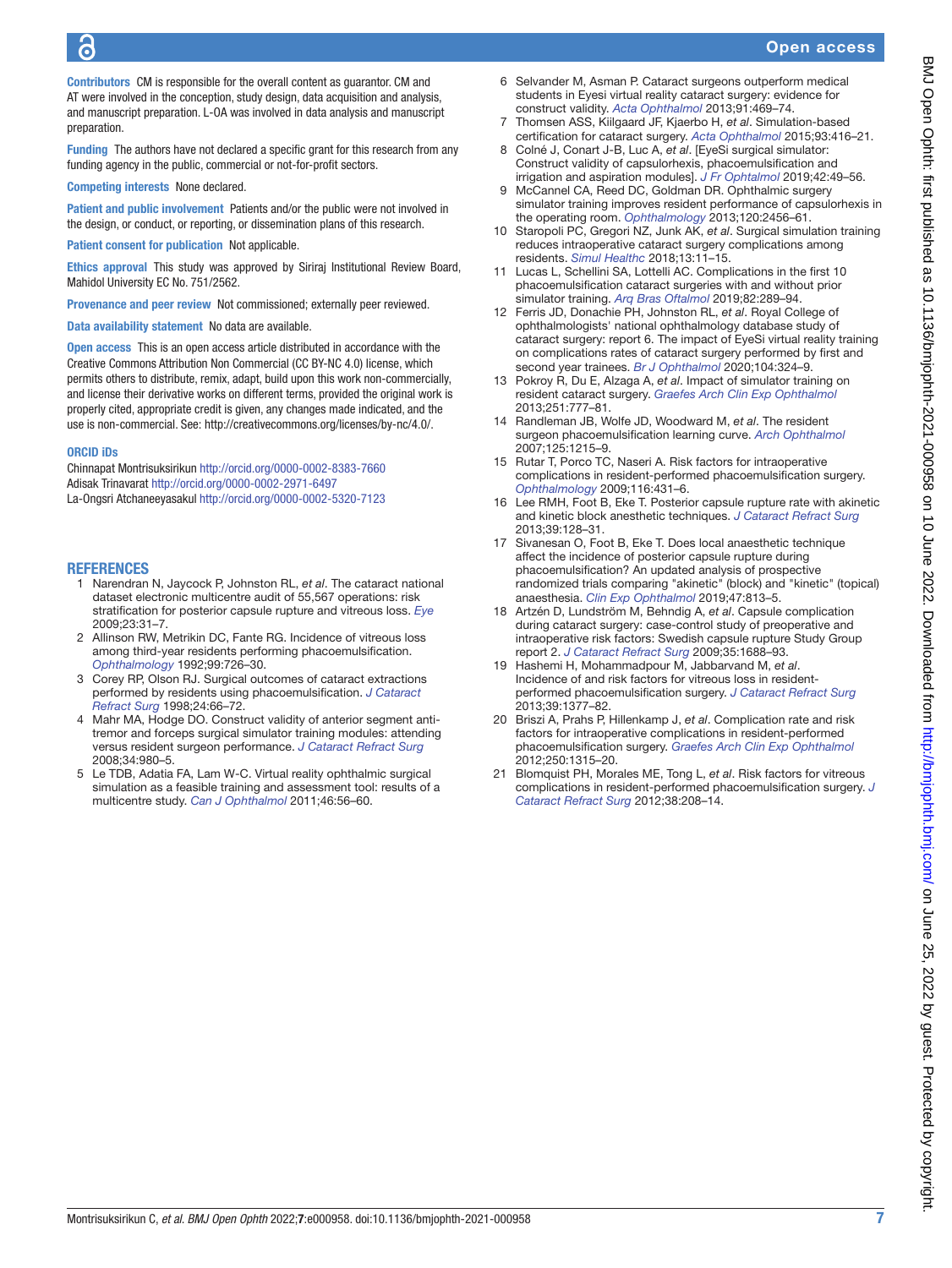**Contributors** CM is responsible for the overall content as guarantor. CM and AT were involved in the conception, study design, data acquisition and analysis, and manuscript preparation. L-OA was involved in data analysis and manuscript preparation.

**Funding** The authors have not declared a specific grant for this research from any funding agency in the public, commercial or not-for-profit sectors.

**Competing interests** None declared.

**Patient and public involvement** Patients and/or the public were not involved in the design, or conduct, or reporting, or dissemination plans of this research.

**Patient consent for publication** Not applicable.

**Ethics approval** This study was approved by Siriraj Institutional Review Board, Mahidol University EC No. 751/2562.

**Provenance and peer review** Not commissioned; externally peer reviewed.

**Data availability statement** No data are available.

**Open access** This is an open access article distributed in accordance with the Creative Commons Attribution Non Commercial (CC BY-NC 4.0) license, which permits others to distribute, remix, adapt, build upon this work non-commercially, and license their derivative works on different terms, provided the original work is properly cited, appropriate credit is given, any changes made indicated, and the use is non-commercial. See: http://creativecommons.org/licenses/by-nc/4.0/.

**ORCID iDs**

Chinnapat Montrisuksirikun http://orcid.org/0000-0002-8383-7660
Adisak Trinavarat http://orcid.org/0000-0002-2971-6497
La-Ongsri Atchaneeyasakul http://orcid.org/0000-0002-5320-7123

## REFERENCES

1. Narendran N, Jaycock P, Johnston RL, *et al*. The cataract national dataset electronic multicentre audit of 55,567 operations: risk stratification for posterior capsule rupture and vitreous loss. *Eye* 2009;23:31–7.
2. Allinson RW, Metrikin DC, Fante RG. Incidence of vitreous loss among third-year residents performing phacoemulsification. *Ophthalmology* 1992;99:726–30.
3. Corey RP, Olson RJ. Surgical outcomes of cataract extractions performed by residents using phacoemulsification. *J Cataract Refract Surg* 1998;24:66–72.
4. Mahr MA, Hodge DO. Construct validity of anterior segment anti-tremor and forceps surgical simulator training modules: attending versus resident surgeon performance. *J Cataract Refract Surg* 2008;34:980–5.
5. Le TDB, Adatia FA, Lam W-C. Virtual reality ophthalmic surgical simulation as a feasible training and assessment tool: results of a multicentre study. *Can J Ophthalmol* 2011;46:56–60.
6. Selvander M, Asman P. Cataract surgeons outperform medical students in Eyesi virtual reality cataract surgery: evidence for construct validity. *Acta Ophthalmol* 2013;91:469–74.
7. Thomsen ASS, Kiilgaard JF, Kjaerbo H, *et al*. Simulation-based certification for cataract surgery. *Acta Ophthalmol* 2015;93:416–21.
8. Colné J, Conart J-B, Luc A, *et al*. [EyeSi surgical simulator: Construct validity of capsulorhexis, phacoemulsification and irrigation and aspiration modules]. *J Fr Ophtalmol* 2019;42:49–56.
9. McCannel CA, Reed DC, Goldman DR. Ophthalmic surgery simulator training improves resident performance of capsulorhexis in the operating room. *Ophthalmology* 2013;120:2456–61.
10. Staropoli PC, Gregori NZ, Junk AK, *et al*. Surgical simulation training reduces intraoperative cataract surgery complications among residents. *Simul Healthc* 2018;13:11–15.
11. Lucas L, Schellini SA, Lottelli AC. Complications in the first 10 phacoemulsification cataract surgeries with and without prior simulator training. *Arq Bras Oftalmol* 2019;82:289–94.
12. Ferris JD, Donachie PH, Johnston RL, *et al*. Royal College of ophthalmologists' national ophthalmology database study of cataract surgery: report 6. The impact of EyeSi virtual reality training on complications rates of cataract surgery performed by first and second year trainees. *Br J Ophthalmol* 2020;104:324–9.
13. Pokroy R, Du E, Alzaga A, *et al*. Impact of simulator training on resident cataract surgery. *Graefes Arch Clin Exp Ophthalmol* 2013;251:777–81.
14. Randleman JB, Wolfe JD, Woodward M, *et al*. The resident surgeon phacoemulsification learning curve. *Arch Ophthalmol* 2007;125:1215–9.
15. Rutar T, Porco TC, Naseri A. Risk factors for intraoperative complications in resident-performed phacoemulsification surgery. *Ophthalmology* 2009;116:431–6.
16. Lee RMH, Foot B, Eke T. Posterior capsule rupture rate with akinetic and kinetic block anesthetic techniques. *J Cataract Refract Surg* 2013;39:128–31.
17. Sivanesan O, Foot B, Eke T. Does local anaesthetic technique affect the incidence of posterior capsule rupture during phacoemulsification? An updated analysis of prospective randomized trials comparing "akinetic" (block) and "kinetic" (topical) anaesthesia. *Clin Exp Ophthalmol* 2019;47:813–5.
18. Artzén D, Lundström M, Behndig A, *et al*. Capsule complication during cataract surgery: case-control study of preoperative and intraoperative risk factors: Swedish capsule rupture Study Group report 2. *J Cataract Refract Surg* 2009;35:1688–93.
19. Hashemi H, Mohammadpour M, Jabbarvand M, *et al*. Incidence of and risk factors for vitreous loss in resident-performed phacoemulsification surgery. *J Cataract Refract Surg* 2013;39:1377–82.
20. Briszi A, Prahs P, Hillenkamp J, *et al*. Complication rate and risk factors for intraoperative complications in resident-performed phacoemulsification surgery. *Graefes Arch Clin Exp Ophthalmol* 2012;250:1315–20.
21. Blomquist PH, Morales ME, Tong L, *et al*. Risk factors for vitreous complications in resident-performed phacoemulsification surgery. *J Cataract Refract Surg* 2012;38:208–14.